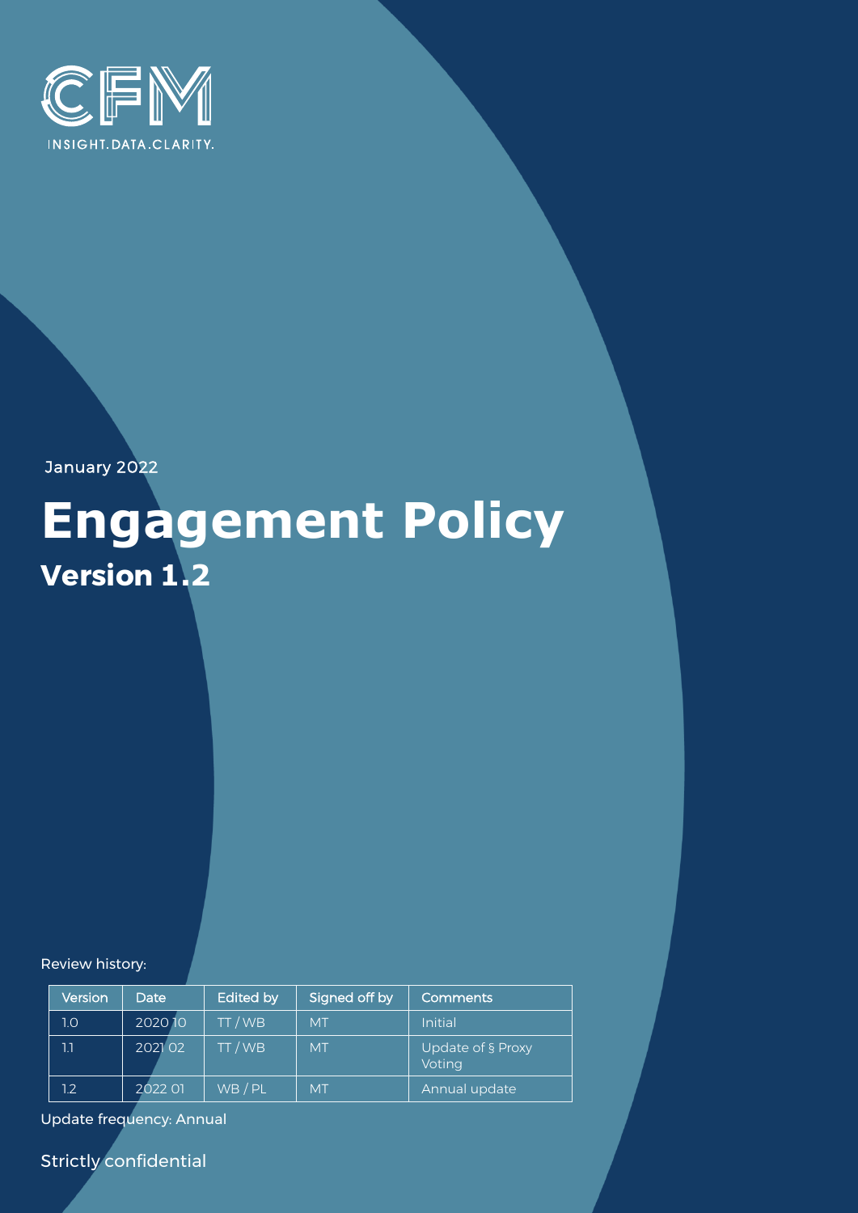CFM

INSIGHT.DATA.CLARITY.

January 2022

# Engagement Policy

## Version 1.2

Review history:

| Version | Date | Edited by | Signed off by | Comments |
|---|---|---|---|---|
| 1.0 | 2020 10 | TT / WB | MT | Initial |
| 1.1 | 2021 02 | TT / WB | MT | Update of § Proxy Voting |
| 1.2 | 2022 01 | WB / PL | MT | Annual update |

Update frequency: Annual

Strictly confidential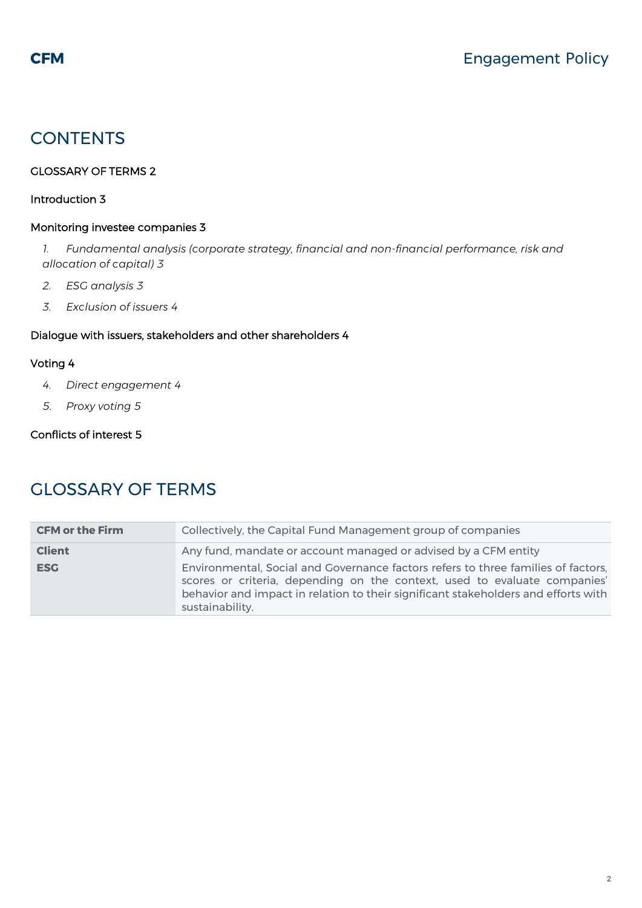## CONTENTS

GLOSSARY OF TERMS 2

Introduction 3

Monitoring investee companies 3

1. *Fundamental analysis (corporate strategy, financial and non-financial performance, risk and allocation of capital) 3*
2. *ESG analysis 3*
3. *Exclusion of issuers 4*

Dialogue with issuers, stakeholders and other shareholders 4

Voting 4

4. *Direct engagement 4*
5. *Proxy voting 5*

Conflicts of interest 5

## GLOSSARY OF TERMS

| | |
|---|---|
| **CFM or the Firm** | Collectively, the Capital Fund Management group of companies |
| **Client** | Any fund, mandate or account managed or advised by a CFM entity |
| **ESG** | Environmental, Social and Governance factors refers to three families of factors, scores or criteria, depending on the context, used to evaluate companies' behavior and impact in relation to their significant stakeholders and efforts with sustainability. |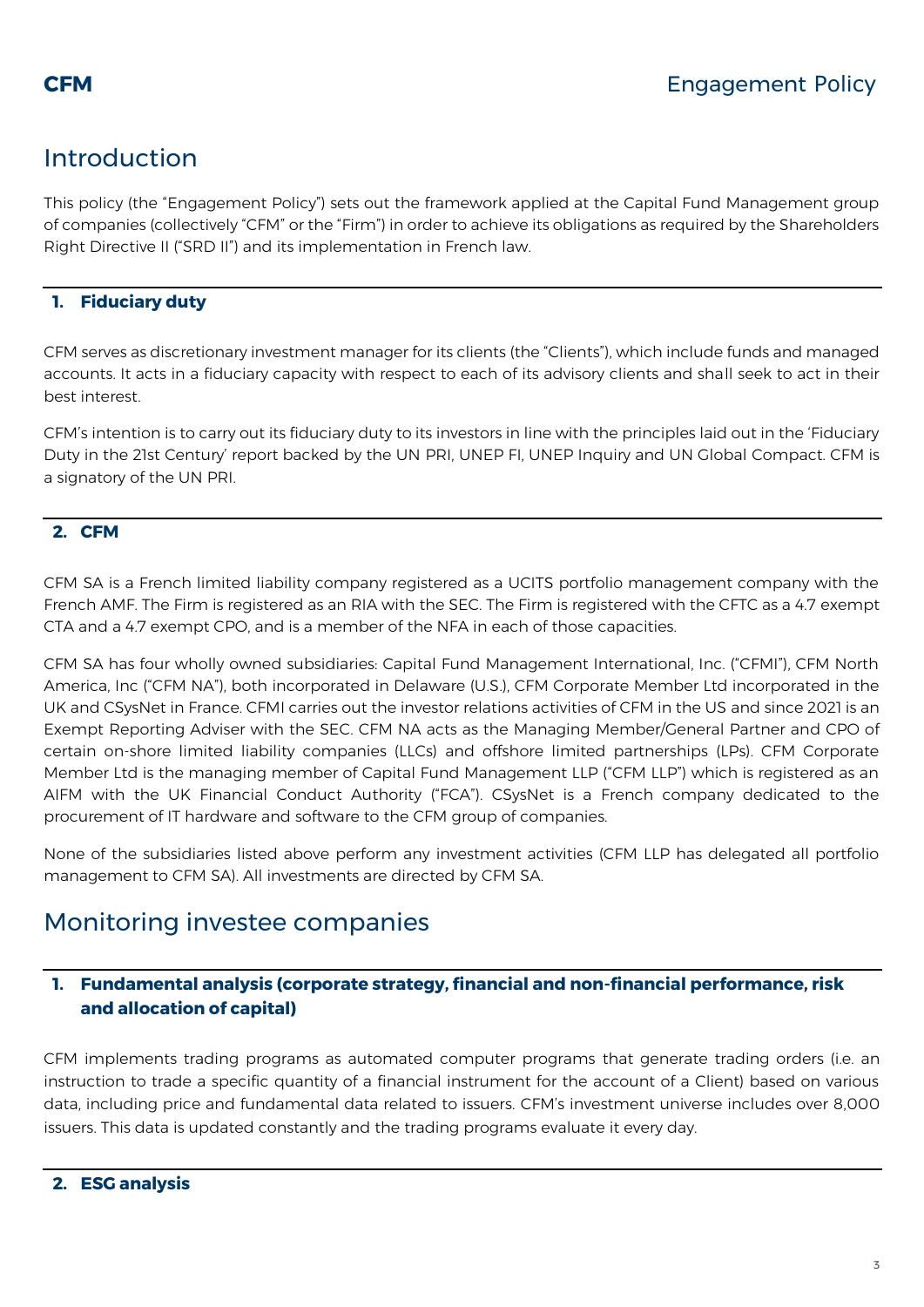## Introduction

This policy (the "Engagement Policy") sets out the framework applied at the Capital Fund Management group of companies (collectively "CFM" or the "Firm") in order to achieve its obligations as required by the Shareholders Right Directive II ("SRD II") and its implementation in French law.

### 1. Fiduciary duty

CFM serves as discretionary investment manager for its clients (the "Clients"), which include funds and managed accounts. It acts in a fiduciary capacity with respect to each of its advisory clients and shall seek to act in their best interest.

CFM's intention is to carry out its fiduciary duty to its investors in line with the principles laid out in the 'Fiduciary Duty in the 21st Century' report backed by the UN PRI, UNEP FI, UNEP Inquiry and UN Global Compact. CFM is a signatory of the UN PRI.

### 2. CFM

CFM SA is a French limited liability company registered as a UCITS portfolio management company with the French AMF. The Firm is registered as an RIA with the SEC. The Firm is registered with the CFTC as a 4.7 exempt CTA and a 4.7 exempt CPO, and is a member of the NFA in each of those capacities.

CFM SA has four wholly owned subsidiaries: Capital Fund Management International, Inc. ("CFMI"), CFM North America, Inc ("CFM NA"), both incorporated in Delaware (U.S.), CFM Corporate Member Ltd incorporated in the UK and CSysNet in France. CFMI carries out the investor relations activities of CFM in the US and since 2021 is an Exempt Reporting Adviser with the SEC. CFM NA acts as the Managing Member/General Partner and CPO of certain on-shore limited liability companies (LLCs) and offshore limited partnerships (LPs). CFM Corporate Member Ltd is the managing member of Capital Fund Management LLP ("CFM LLP") which is registered as an AIFM with the UK Financial Conduct Authority ("FCA"). CSysNet is a French company dedicated to the procurement of IT hardware and software to the CFM group of companies.

None of the subsidiaries listed above perform any investment activities (CFM LLP has delegated all portfolio management to CFM SA). All investments are directed by CFM SA.

## Monitoring investee companies

### 1. Fundamental analysis (corporate strategy, financial and non-financial performance, risk and allocation of capital)

CFM implements trading programs as automated computer programs that generate trading orders (i.e. an instruction to trade a specific quantity of a financial instrument for the account of a Client) based on various data, including price and fundamental data related to issuers. CFM's investment universe includes over 8,000 issuers. This data is updated constantly and the trading programs evaluate it every day.

### 2. ESG analysis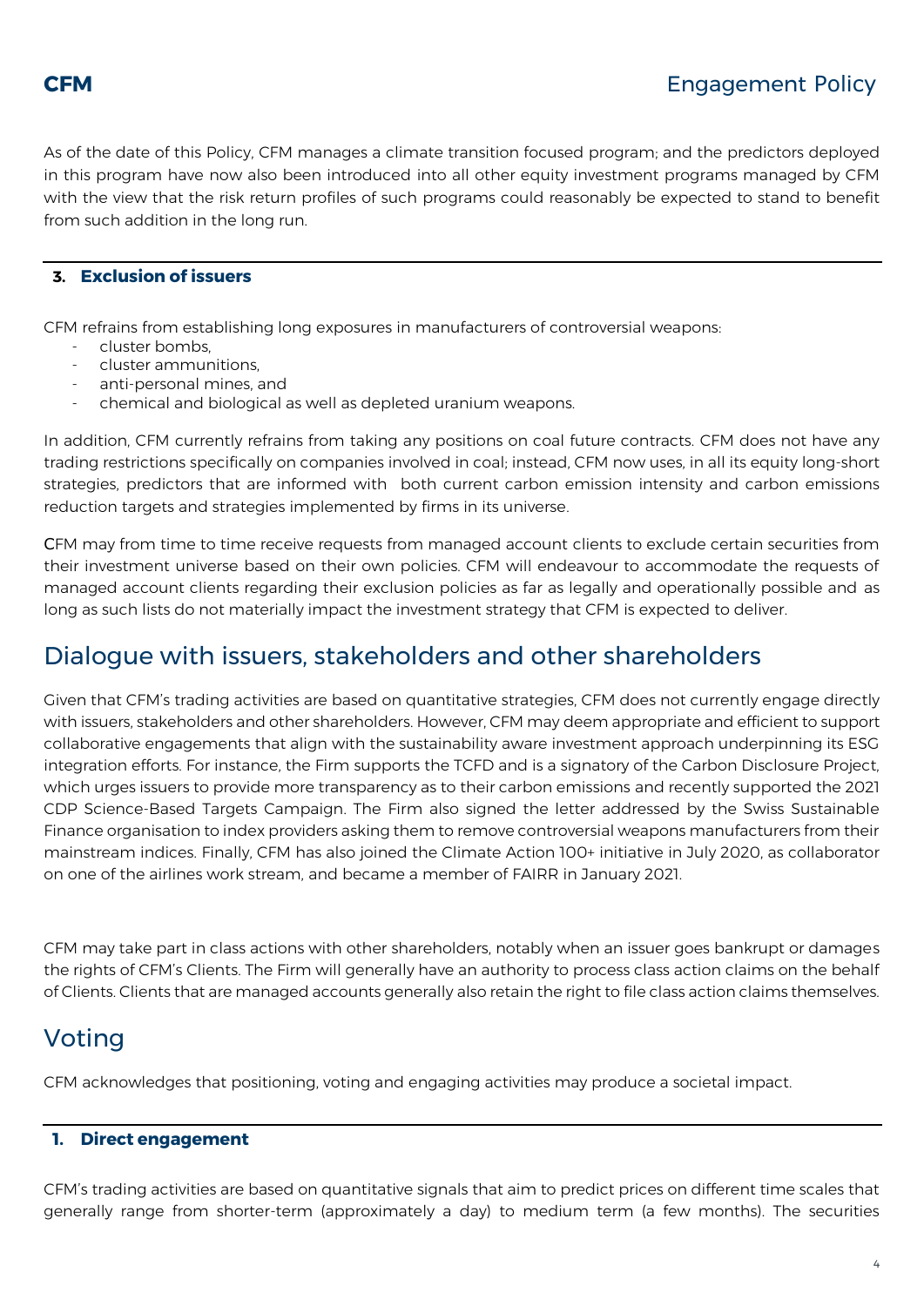As of the date of this Policy, CFM manages a climate transition focused program; and the predictors deployed in this program have now also been introduced into all other equity investment programs managed by CFM with the view that the risk return profiles of such programs could reasonably be expected to stand to benefit from such addition in the long run.

### 3. Exclusion of issuers

CFM refrains from establishing long exposures in manufacturers of controversial weapons:

- cluster bombs,
- cluster ammunitions,
- anti-personal mines, and
- chemical and biological as well as depleted uranium weapons.

In addition, CFM currently refrains from taking any positions on coal future contracts. CFM does not have any trading restrictions specifically on companies involved in coal; instead, CFM now uses, in all its equity long-short strategies, predictors that are informed with both current carbon emission intensity and carbon emissions reduction targets and strategies implemented by firms in its universe.

CFM may from time to time receive requests from managed account clients to exclude certain securities from their investment universe based on their own policies. CFM will endeavour to accommodate the requests of managed account clients regarding their exclusion policies as far as legally and operationally possible and as long as such lists do not materially impact the investment strategy that CFM is expected to deliver.

## Dialogue with issuers, stakeholders and other shareholders

Given that CFM's trading activities are based on quantitative strategies, CFM does not currently engage directly with issuers, stakeholders and other shareholders. However, CFM may deem appropriate and efficient to support collaborative engagements that align with the sustainability aware investment approach underpinning its ESG integration efforts. For instance, the Firm supports the TCFD and is a signatory of the Carbon Disclosure Project, which urges issuers to provide more transparency as to their carbon emissions and recently supported the 2021 CDP Science-Based Targets Campaign. The Firm also signed the letter addressed by the Swiss Sustainable Finance organisation to index providers asking them to remove controversial weapons manufacturers from their mainstream indices. Finally, CFM has also joined the Climate Action 100+ initiative in July 2020, as collaborator on one of the airlines work stream, and became a member of FAIRR in January 2021.

CFM may take part in class actions with other shareholders, notably when an issuer goes bankrupt or damages the rights of CFM's Clients. The Firm will generally have an authority to process class action claims on the behalf of Clients. Clients that are managed accounts generally also retain the right to file class action claims themselves.

## Voting

CFM acknowledges that positioning, voting and engaging activities may produce a societal impact.

### 1. Direct engagement

CFM's trading activities are based on quantitative signals that aim to predict prices on different time scales that generally range from shorter-term (approximately a day) to medium term (a few months). The securities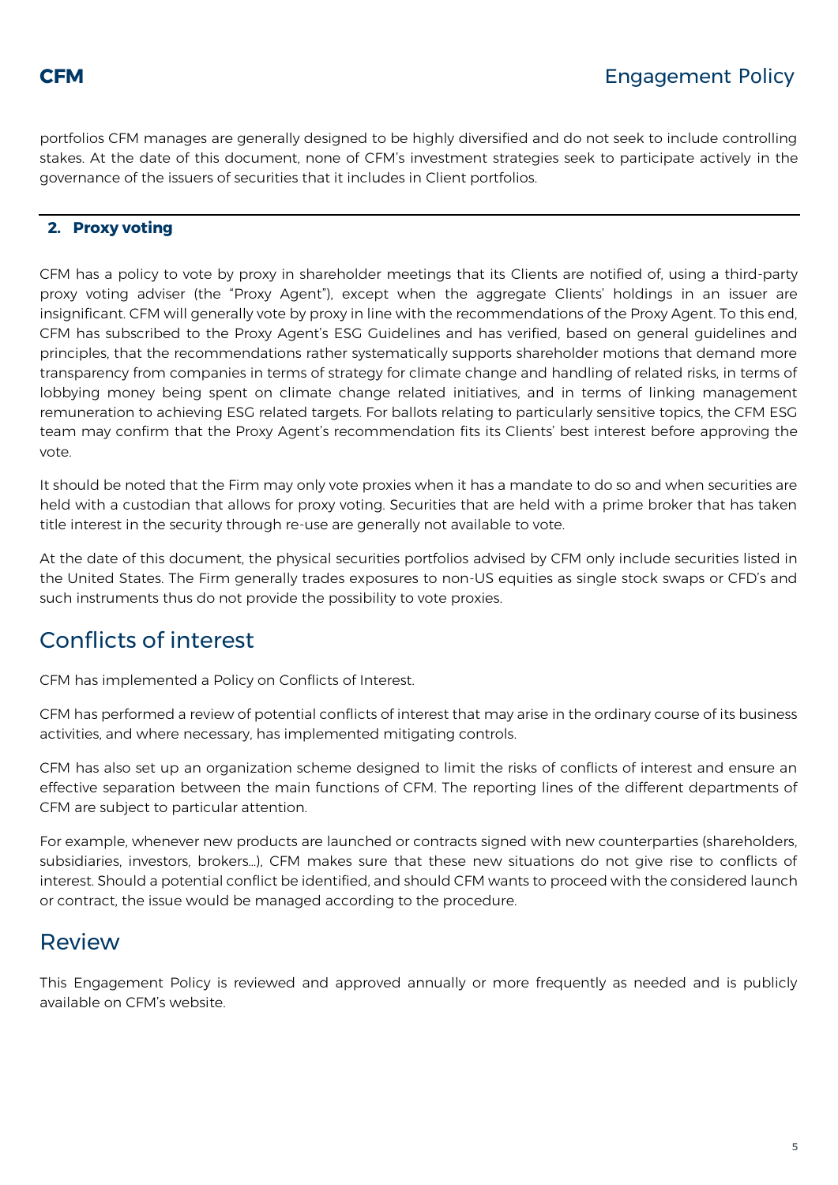portfolios CFM manages are generally designed to be highly diversified and do not seek to include controlling stakes. At the date of this document, none of CFM's investment strategies seek to participate actively in the governance of the issuers of securities that it includes in Client portfolios.

### 2. Proxy voting

CFM has a policy to vote by proxy in shareholder meetings that its Clients are notified of, using a third-party proxy voting adviser (the "Proxy Agent"), except when the aggregate Clients' holdings in an issuer are insignificant. CFM will generally vote by proxy in line with the recommendations of the Proxy Agent. To this end, CFM has subscribed to the Proxy Agent's ESG Guidelines and has verified, based on general guidelines and principles, that the recommendations rather systematically supports shareholder motions that demand more transparency from companies in terms of strategy for climate change and handling of related risks, in terms of lobbying money being spent on climate change related initiatives, and in terms of linking management remuneration to achieving ESG related targets. For ballots relating to particularly sensitive topics, the CFM ESG team may confirm that the Proxy Agent's recommendation fits its Clients' best interest before approving the vote.

It should be noted that the Firm may only vote proxies when it has a mandate to do so and when securities are held with a custodian that allows for proxy voting. Securities that are held with a prime broker that has taken title interest in the security through re-use are generally not available to vote.

At the date of this document, the physical securities portfolios advised by CFM only include securities listed in the United States. The Firm generally trades exposures to non-US equities as single stock swaps or CFD's and such instruments thus do not provide the possibility to vote proxies.

## Conflicts of interest

CFM has implemented a Policy on Conflicts of Interest.

CFM has performed a review of potential conflicts of interest that may arise in the ordinary course of its business activities, and where necessary, has implemented mitigating controls.

CFM has also set up an organization scheme designed to limit the risks of conflicts of interest and ensure an effective separation between the main functions of CFM. The reporting lines of the different departments of CFM are subject to particular attention.

For example, whenever new products are launched or contracts signed with new counterparties (shareholders, subsidiaries, investors, brokers…), CFM makes sure that these new situations do not give rise to conflicts of interest. Should a potential conflict be identified, and should CFM wants to proceed with the considered launch or contract, the issue would be managed according to the procedure.

## Review

This Engagement Policy is reviewed and approved annually or more frequently as needed and is publicly available on CFM's website.